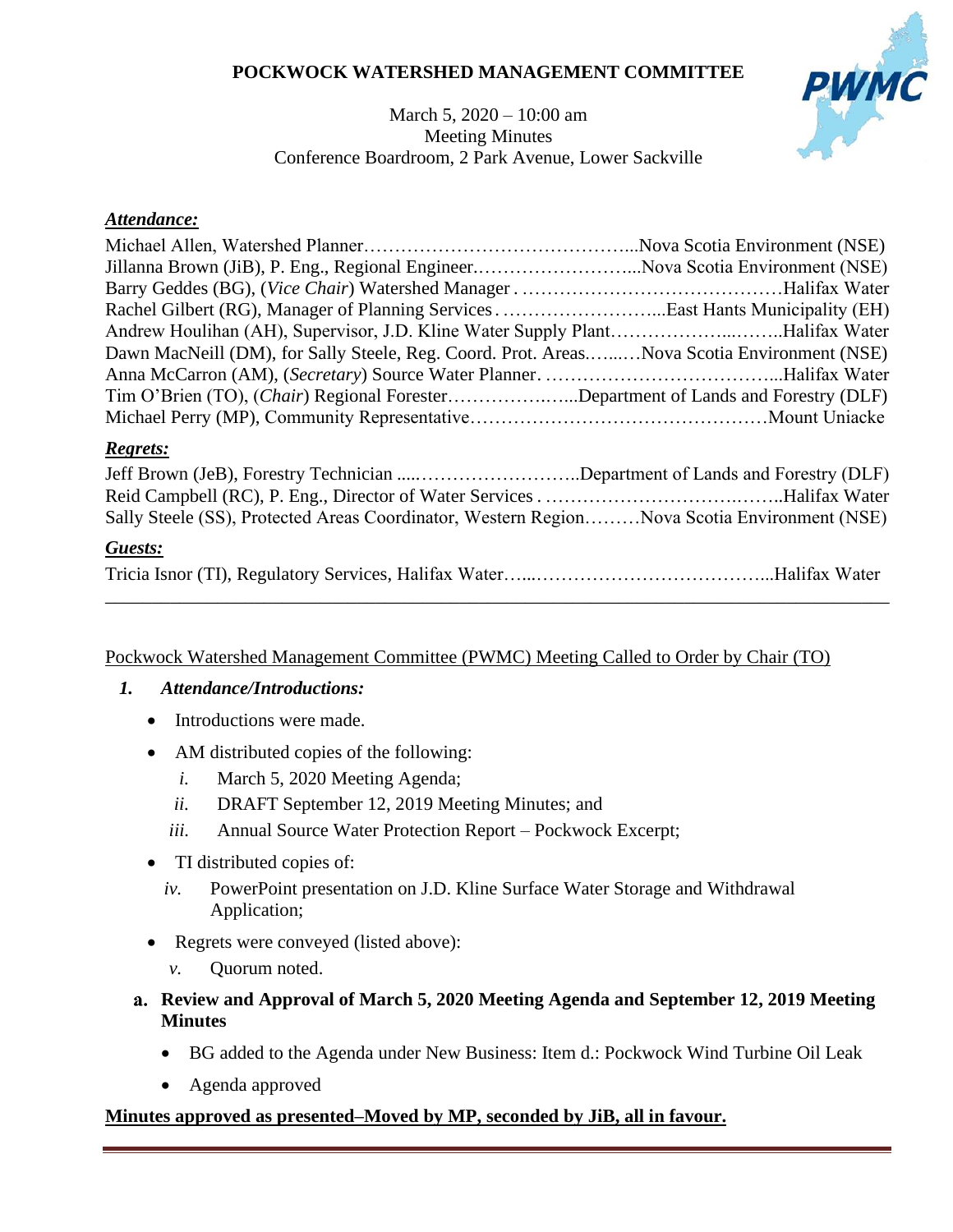# POCKWOCK WATERSHED MANAGEMENT COMMITTEE

March 5, 2020 – 10:00 am
Meeting Minutes
Conference Boardroom, 2 Park Avenue, Lower Sackville

## *Attendance:*

Michael Allen, Watershed Planner……………………………………...Nova Scotia Environment (NSE)
Jillanna Brown (JiB), P. Eng., Regional Engineer……………………...Nova Scotia Environment (NSE)
Barry Geddes (BG), (*Vice Chair*) Watershed Manager . ……………………………………Halifax Water
Rachel Gilbert (RG), Manager of Planning Services. ……………………...East Hants Municipality (EH)
Andrew Houlihan (AH), Supervisor, J.D. Kline Water Supply Plant………………...……..Halifax Water
Dawn MacNeill (DM), for Sally Steele, Reg. Coord. Prot. Areas.…...…Nova Scotia Environment (NSE)
Anna McCarron (AM), (*Secretary*) Source Water Planner. ………………………………...Halifax Water
Tim O'Brien (TO), (*Chair*) Regional Forester…………….…...Department of Lands and Forestry (DLF)
Michael Perry (MP), Community Representative…………………………………………Mount Uniacke

## *Regrets:*

Jeff Brown (JeB), Forestry Technician .....……………………..Department of Lands and Forestry (DLF)
Reid Campbell (RC), P. Eng., Director of Water Services . …………………………….……..Halifax Water
Sally Steele (SS), Protected Areas Coordinator, Western Region………Nova Scotia Environment (NSE)

## *Guests:*

Tricia Isnor (TI), Regulatory Services, Halifax Water…...………………………………...Halifax Water

---

Pockwock Watershed Management Committee (PWMC) Meeting Called to Order by Chair (TO)

1. ***Attendance/Introductions:***
   - Introductions were made.
   - AM distributed copies of the following:
     - *i.* March 5, 2020 Meeting Agenda;
     - *ii.* DRAFT September 12, 2019 Meeting Minutes; and
     - *iii.* Annual Source Water Protection Report – Pockwock Excerpt;
   - TI distributed copies of:
     - *iv.* PowerPoint presentation on J.D. Kline Surface Water Storage and Withdrawal Application;
   - Regrets were conveyed (listed above):
     - *v.* Quorum noted.

   a. **Review and Approval of March 5, 2020 Meeting Agenda and September 12, 2019 Meeting Minutes**
      - BG added to the Agenda under New Business: Item d.: Pockwock Wind Turbine Oil Leak
      - Agenda approved

**Minutes approved as presented–Moved by MP, seconded by JiB, all in favour.**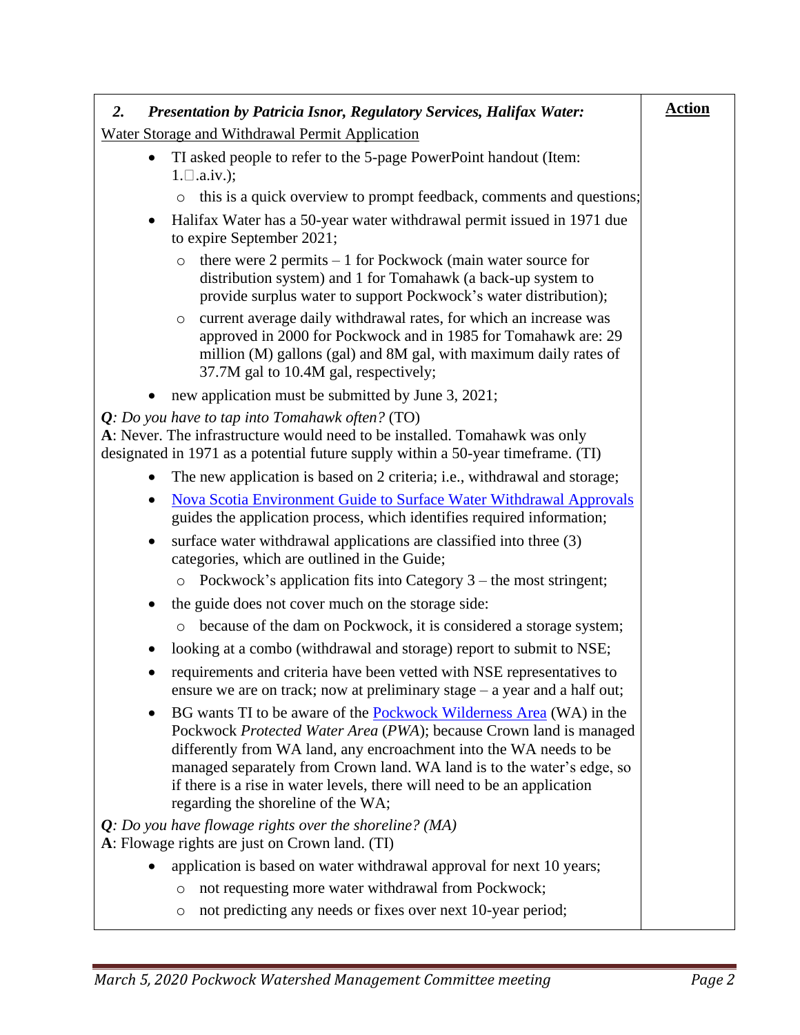| *2. Presentation by Patricia Isnor, Regulatory Services, Halifax Water:* | **Action** |
|---|---|
| Water Storage and Withdrawal Permit Application | |

- TI asked people to refer to the 5-page PowerPoint handout (Item: 1.□.a.iv.);
  - this is a quick overview to prompt feedback, comments and questions;
- Halifax Water has a 50-year water withdrawal permit issued in 1971 due to expire September 2021;
  - there were 2 permits – 1 for Pockwock (main water source for distribution system) and 1 for Tomahawk (a back-up system to provide surplus water to support Pockwock's water distribution);
  - current average daily withdrawal rates, for which an increase was approved in 2000 for Pockwock and in 1985 for Tomahawk are: 29 million (M) gallons (gal) and 8M gal, with maximum daily rates of 37.7M gal to 10.4M gal, respectively;
- new application must be submitted by June 3, 2021;

***Q****: Do you have to tap into Tomahawk often?* (TO)
**A**: Never. The infrastructure would need to be installed. Tomahawk was only designated in 1971 as a potential future supply within a 50-year timeframe. (TI)

- The new application is based on 2 criteria; i.e., withdrawal and storage;
- Nova Scotia Environment Guide to Surface Water Withdrawal Approvals guides the application process, which identifies required information;
- surface water withdrawal applications are classified into three (3) categories, which are outlined in the Guide;
  - Pockwock's application fits into Category 3 – the most stringent;
- the guide does not cover much on the storage side:
  - because of the dam on Pockwock, it is considered a storage system;
- looking at a combo (withdrawal and storage) report to submit to NSE;
- requirements and criteria have been vetted with NSE representatives to ensure we are on track; now at preliminary stage – a year and a half out;
- BG wants TI to be aware of the Pockwock Wilderness Area (WA) in the Pockwock *Protected Water Area* (*PWA*); because Crown land is managed differently from WA land, any encroachment into the WA needs to be managed separately from Crown land. WA land is to the water's edge, so if there is a rise in water levels, there will need to be an application regarding the shoreline of the WA;

***Q****: Do you have flowage rights over the shoreline? (MA)*
**A**: Flowage rights are just on Crown land. (TI)

- application is based on water withdrawal approval for next 10 years;
  - not requesting more water withdrawal from Pockwock;
  - not predicting any needs or fixes over next 10-year period;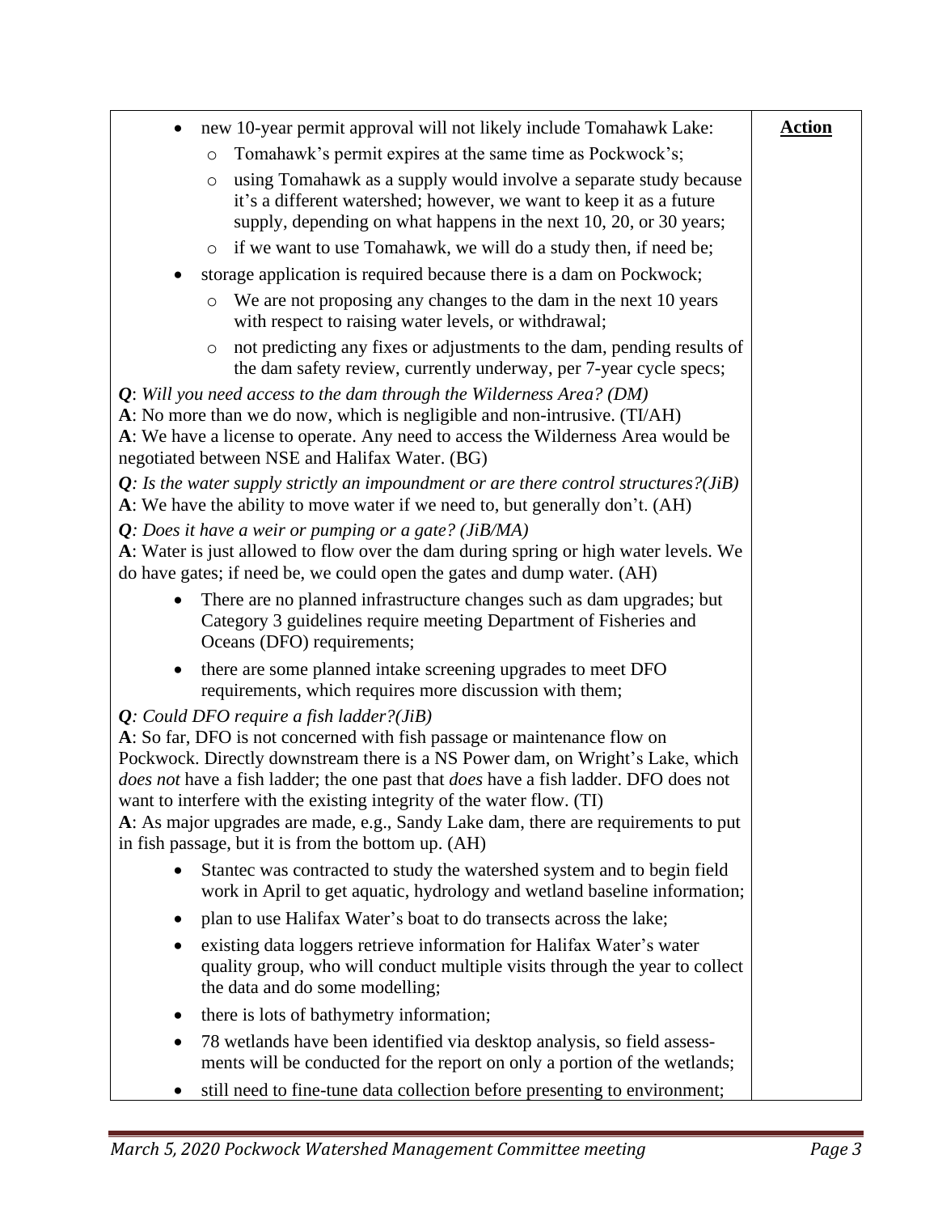| | **Action** |
|---|---|
| • new 10-year permit approval will not likely include Tomahawk Lake:<br>  ○ Tomahawk's permit expires at the same time as Pockwock's;<br>  ○ using Tomahawk as a supply would involve a separate study because it's a different watershed; however, we want to keep it as a future supply, depending on what happens in the next 10, 20, or 30 years;<br>  ○ if we want to use Tomahawk, we will do a study then, if need be;<br>• storage application is required because there is a dam on Pockwock;<br>  ○ We are not proposing any changes to the dam in the next 10 years with respect to raising water levels, or withdrawal;<br>  ○ not predicting any fixes or adjustments to the dam, pending results of the dam safety review, currently underway, per 7-year cycle specs;<br><br>***Q**: Will you need access to the dam through the Wilderness Area? (DM)*<br>**A**: No more than we do now, which is negligible and non-intrusive. (TI/AH)<br>**A**: We have a license to operate. Any need to access the Wilderness Area would be negotiated between NSE and Halifax Water. (BG)<br><br>***Q**: Is the water supply strictly an impoundment or are there control structures?(JiB)*<br>**A**: We have the ability to move water if we need to, but generally don't. (AH)<br><br>***Q**: Does it have a weir or pumping or a gate? (JiB/MA)*<br>**A**: Water is just allowed to flow over the dam during spring or high water levels. We do have gates; if need be, we could open the gates and dump water. (AH)<br><br>• There are no planned infrastructure changes such as dam upgrades; but Category 3 guidelines require meeting Department of Fisheries and Oceans (DFO) requirements;<br>• there are some planned intake screening upgrades to meet DFO requirements, which requires more discussion with them;<br><br>***Q**: Could DFO require a fish ladder?(JiB)*<br>**A**: So far, DFO is not concerned with fish passage or maintenance flow on Pockwock. Directly downstream there is a NS Power dam, on Wright's Lake, which *does not* have a fish ladder; the one past that *does* have a fish ladder. DFO does not want to interfere with the existing integrity of the water flow. (TI)<br>**A**: As major upgrades are made, e.g., Sandy Lake dam, there are requirements to put in fish passage, but it is from the bottom up. (AH)<br><br>• Stantec was contracted to study the watershed system and to begin field work in April to get aquatic, hydrology and wetland baseline information;<br>• plan to use Halifax Water's boat to do transects across the lake;<br>• existing data loggers retrieve information for Halifax Water's water quality group, who will conduct multiple visits through the year to collect the data and do some modelling;<br>• there is lots of bathymetry information;<br>• 78 wetlands have been identified via desktop analysis, so field assessments will be conducted for the report on only a portion of the wetlands;<br>• still need to fine-tune data collection before presenting to environment; | |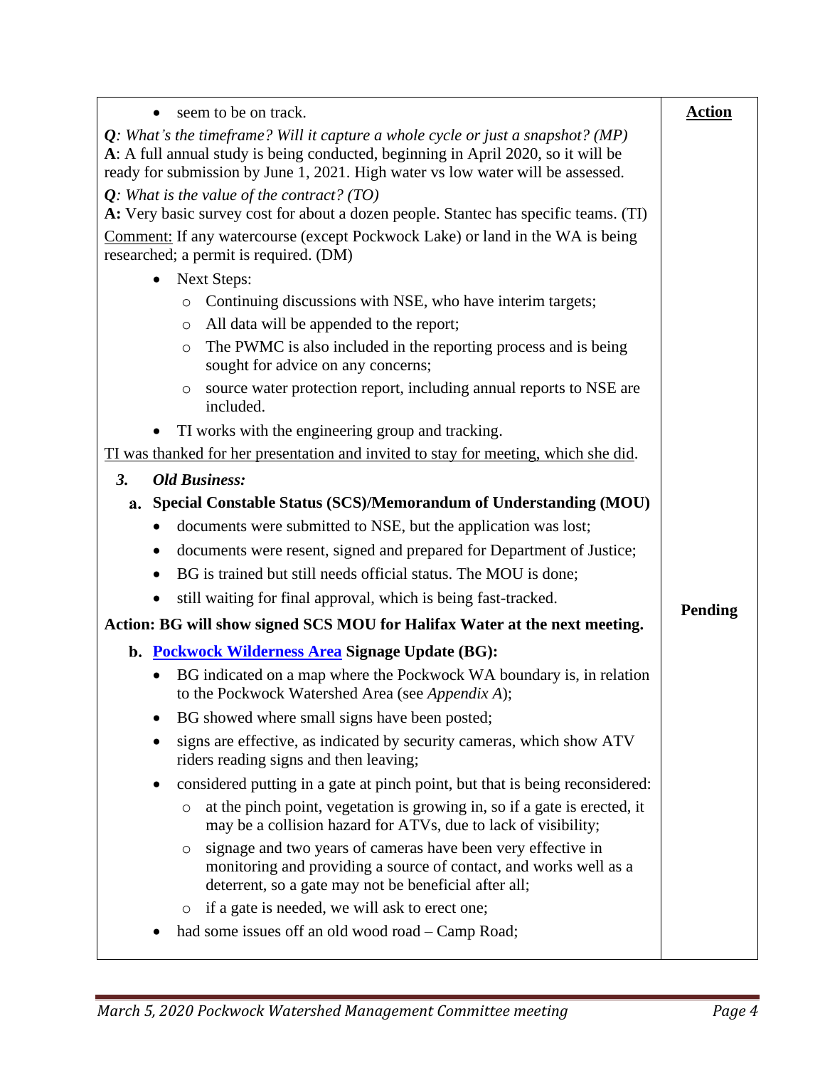- seem to be on track.

***Q**: What's the timeframe? Will it capture a whole cycle or just a snapshot? (MP)*
**A**: A full annual study is being conducted, beginning in April 2020, so it will be ready for submission by June 1, 2021. High water vs low water will be assessed.

***Q**: What is the value of the contract? (TO)*
**A:** Very basic survey cost for about a dozen people. Stantec has specific teams. (TI)

Comment: If any watercourse (except Pockwock Lake) or land in the WA is being researched; a permit is required. (DM)

- Next Steps:
  - Continuing discussions with NSE, who have interim targets;
  - All data will be appended to the report;
  - The PWMC is also included in the reporting process and is being sought for advice on any concerns;
  - source water protection report, including annual reports to NSE are included.
- TI works with the engineering group and tracking.

TI was thanked for her presentation and invited to stay for meeting, which she did.

### 3. *Old Business:*

#### a. Special Constable Status (SCS)/Memorandum of Understanding (MOU)

- documents were submitted to NSE, but the application was lost;
- documents were resent, signed and prepared for Department of Justice;
- BG is trained but still needs official status. The MOU is done;
- still waiting for final approval, which is being fast-tracked.

**Action: BG will show signed SCS MOU for Halifax Water at the next meeting.** — **Action: Pending**

#### b. [Pockwock Wilderness Area](#) Signage Update (BG):

- BG indicated on a map where the Pockwock WA boundary is, in relation to the Pockwock Watershed Area (see *Appendix A*);
- BG showed where small signs have been posted;
- signs are effective, as indicated by security cameras, which show ATV riders reading signs and then leaving;
- considered putting in a gate at pinch point, but that is being reconsidered:
  - at the pinch point, vegetation is growing in, so if a gate is erected, it may be a collision hazard for ATVs, due to lack of visibility;
  - signage and two years of cameras have been very effective in monitoring and providing a source of contact, and works well as a deterrent, so a gate may not be beneficial after all;
  - if a gate is needed, we will ask to erect one;
- had some issues off an old wood road – Camp Road;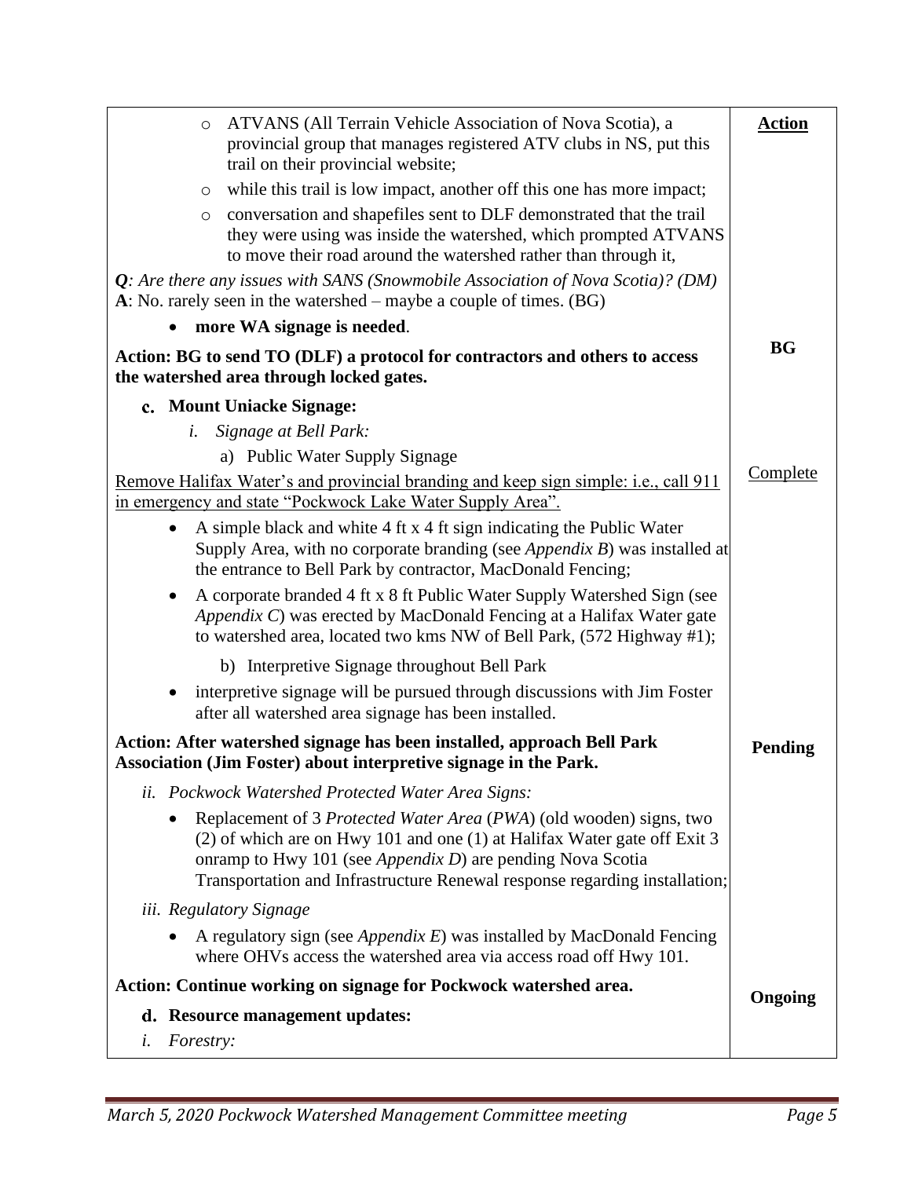| | **Action** |
|---|---|
| ○ ATVANS (All Terrain Vehicle Association of Nova Scotia), a provincial group that manages registered ATV clubs in NS, put this trail on their provincial website;<br>○ while this trail is low impact, another off this one has more impact;<br>○ conversation and shapefiles sent to DLF demonstrated that the trail they were using was inside the watershed, which prompted ATVANS to move their road around the watershed rather than through it,<br>***Q****: Are there any issues with SANS (Snowmobile Association of Nova Scotia)? (DM)*<br>**A**: No. rarely seen in the watershed – maybe a couple of times. (BG)<br>• **more WA signage is needed**. | |
| **Action: BG to send TO (DLF) a protocol for contractors and others to access the watershed area through locked gates.** | **BG** |
| **c. Mount Uniacke Signage:**<br>*i. Signage at Bell Park:*<br>a) Public Water Supply Signage | |
| <u>Remove Halifax Water's and provincial branding and keep sign simple: i.e., call 911 in emergency and state "Pockwock Lake Water Supply Area".</u> | <u>Complete</u> |
| • A simple black and white 4 ft x 4 ft sign indicating the Public Water Supply Area, with no corporate branding (see *Appendix B*) was installed at the entrance to Bell Park by contractor, MacDonald Fencing;<br>• A corporate branded 4 ft x 8 ft Public Water Supply Watershed Sign (see *Appendix C*) was erected by MacDonald Fencing at a Halifax Water gate to watershed area, located two kms NW of Bell Park, (572 Highway #1);<br>b) Interpretive Signage throughout Bell Park<br>• interpretive signage will be pursued through discussions with Jim Foster after all watershed area signage has been installed. | |
| **Action: After watershed signage has been installed, approach Bell Park Association (Jim Foster) about interpretive signage in the Park.** | **Pending** |
| *ii. Pockwock Watershed Protected Water Area Signs:*<br>• Replacement of 3 *Protected Water Area* (*PWA*) (old wooden) signs, two (2) of which are on Hwy 101 and one (1) at Halifax Water gate off Exit 3 onramp to Hwy 101 (see *Appendix D*) are pending Nova Scotia Transportation and Infrastructure Renewal response regarding installation;<br>*iii. Regulatory Signage*<br>• A regulatory sign (see *Appendix E*) was installed by MacDonald Fencing where OHVs access the watershed area via access road off Hwy 101. | |
| **Action: Continue working on signage for Pockwock watershed area.** | **Ongoing** |
| **d. Resource management updates:**<br>*i. Forestry:* | |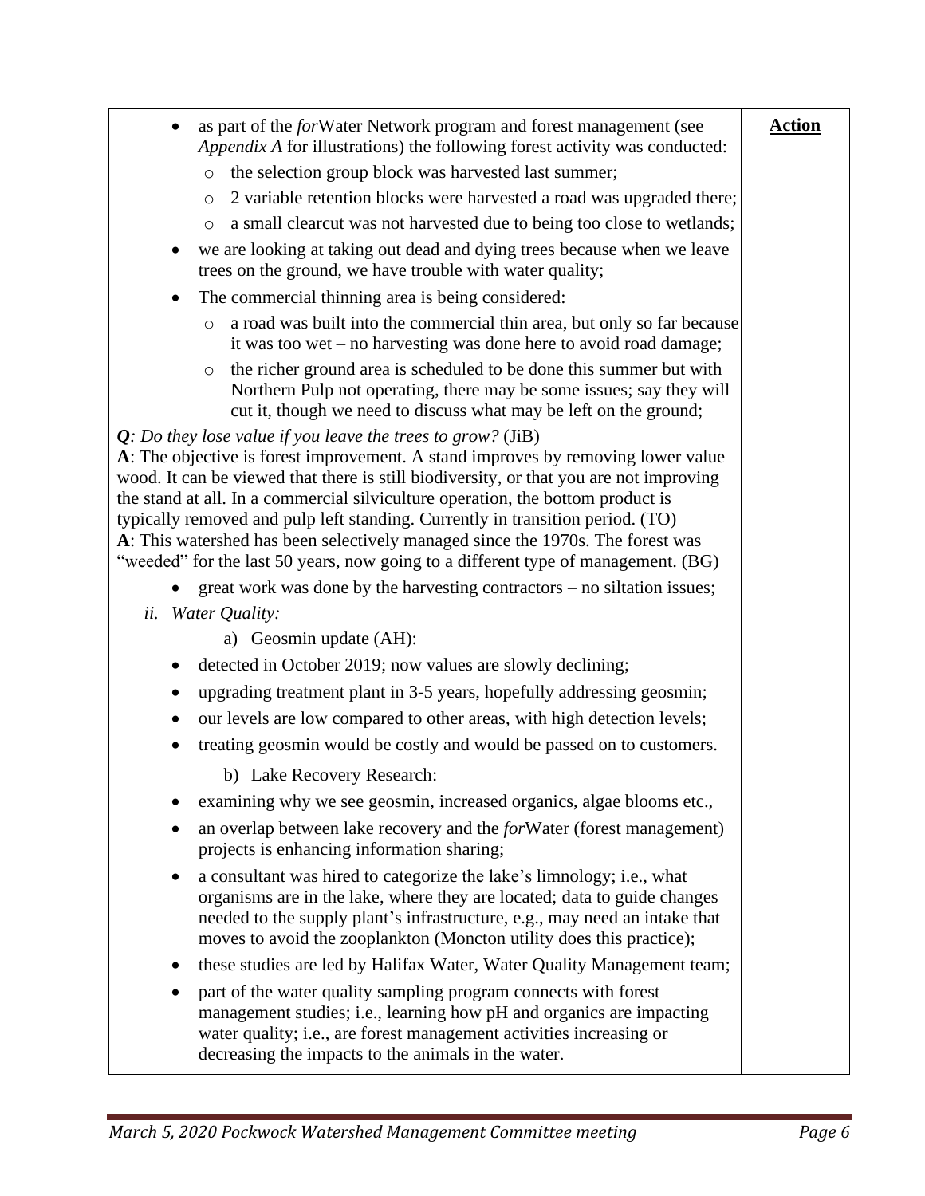| | **Action** |
|---|---|
| • as part of the *for*Water Network program and forest management (see *Appendix A* for illustrations) the following forest activity was conducted:<br>  ○ the selection group block was harvested last summer;<br>  ○ 2 variable retention blocks were harvested a road was upgraded there;<br>  ○ a small clearcut was not harvested due to being too close to wetlands;<br>• we are looking at taking out dead and dying trees because when we leave trees on the ground, we have trouble with water quality;<br>• The commercial thinning area is being considered:<br>  ○ a road was built into the commercial thin area, but only so far because it was too wet – no harvesting was done here to avoid road damage;<br>  ○ the richer ground area is scheduled to be done this summer but with Northern Pulp not operating, there may be some issues; say they will cut it, though we need to discuss what may be left on the ground;<br><br>***Q****: Do they lose value if you leave the trees to grow?* (JiB)<br>**A**: The objective is forest improvement. A stand improves by removing lower value wood. It can be viewed that there is still biodiversity, or that you are not improving the stand at all. In a commercial silviculture operation, the bottom product is typically removed and pulp left standing. Currently in transition period. (TO)<br>**A**: This watershed has been selectively managed since the 1970s. The forest was "weeded" for the last 50 years, now going to a different type of management. (BG)<br><br>• great work was done by the harvesting contractors – no siltation issues;<br><br>*ii. Water Quality:*<br><br>a) Geosmin update (AH):<br>• detected in October 2019; now values are slowly declining;<br>• upgrading treatment plant in 3-5 years, hopefully addressing geosmin;<br>• our levels are low compared to other areas, with high detection levels;<br>• treating geosmin would be costly and would be passed on to customers.<br><br>b) Lake Recovery Research:<br>• examining why we see geosmin, increased organics, algae blooms etc.,<br>• an overlap between lake recovery and the *for*Water (forest management) projects is enhancing information sharing;<br>• a consultant was hired to categorize the lake's limnology; i.e., what organisms are in the lake, where they are located; data to guide changes needed to the supply plant's infrastructure, e.g., may need an intake that moves to avoid the zooplankton (Moncton utility does this practice);<br>• these studies are led by Halifax Water, Water Quality Management team;<br>• part of the water quality sampling program connects with forest management studies; i.e., learning how pH and organics are impacting water quality; i.e., are forest management activities increasing or decreasing the impacts to the animals in the water. | |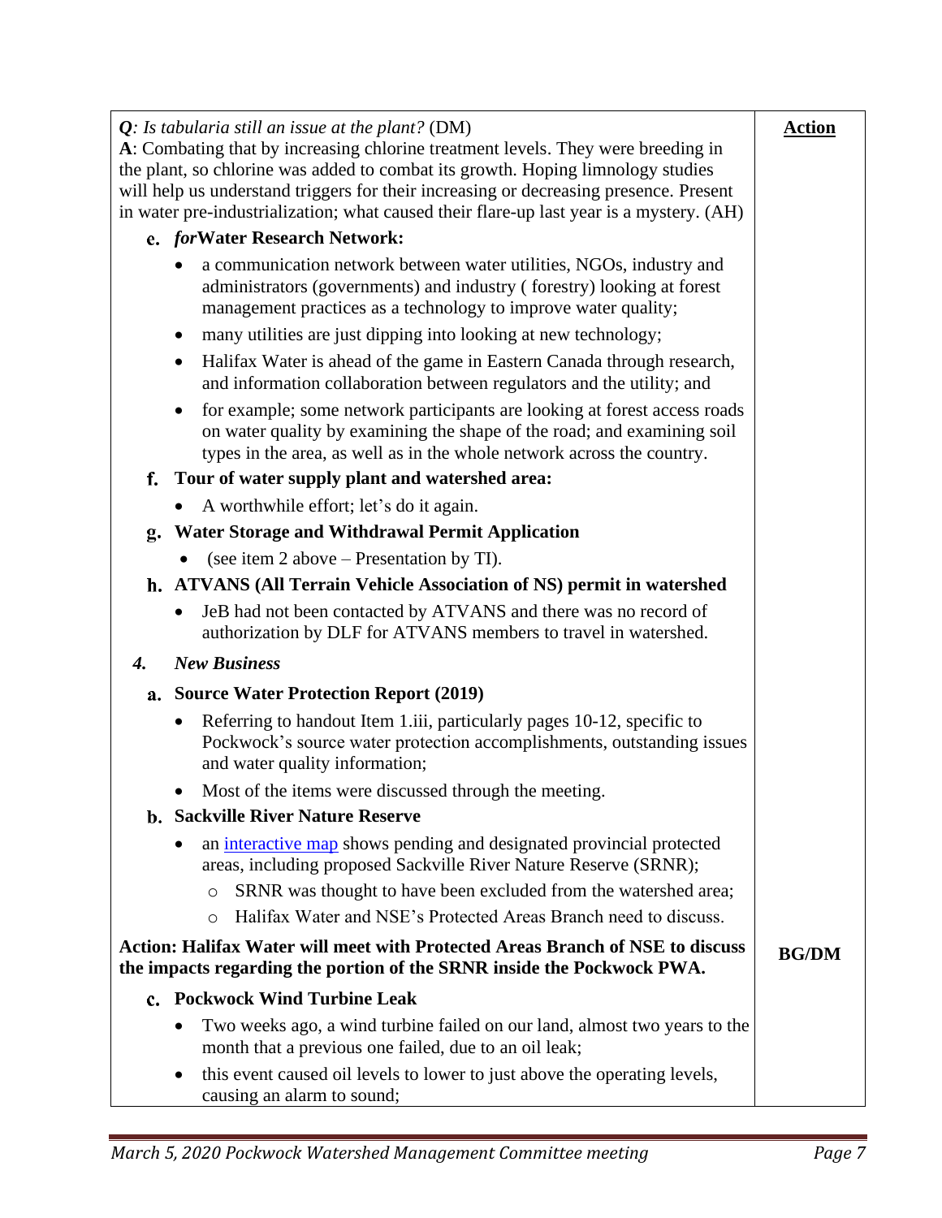| | Action |
|---|---|
| ***Q**: Is tabularia still an issue at the plant?* (DM)<br>**A**: Combating that by increasing chlorine treatment levels. They were breeding in the plant, so chlorine was added to combat its growth. Hoping limnology studies will help us understand triggers for their increasing or decreasing presence. Present in water pre-industrialization; what caused their flare-up last year is a mystery. (AH) | |
| **e. *for*Water Research Network:**<br>• a communication network between water utilities, NGOs, industry and administrators (governments) and industry ( forestry) looking at forest management practices as a technology to improve water quality;<br>• many utilities are just dipping into looking at new technology;<br>• Halifax Water is ahead of the game in Eastern Canada through research, and information collaboration between regulators and the utility; and<br>• for example; some network participants are looking at forest access roads on water quality by examining the shape of the road; and examining soil types in the area, as well as in the whole network across the country. | |
| **f. Tour of water supply plant and watershed area:**<br>• A worthwhile effort; let's do it again. | |
| **g. Water Storage and Withdrawal Permit Application**<br>• (see item 2 above – Presentation by TI). | |
| **h. ATVANS (All Terrain Vehicle Association of NS) permit in watershed**<br>• JeB had not been contacted by ATVANS and there was no record of authorization by DLF for ATVANS members to travel in watershed. | |
| ***4. New Business*** | |
| **a. Source Water Protection Report (2019)**<br>• Referring to handout Item 1.iii, particularly pages 10-12, specific to Pockwock's source water protection accomplishments, outstanding issues and water quality information;<br>• Most of the items were discussed through the meeting. | |
| **b. Sackville River Nature Reserve**<br>• an interactive map shows pending and designated provincial protected areas, including proposed Sackville River Nature Reserve (SRNR);<br>  ○ SRNR was thought to have been excluded from the watershed area;<br>  ○ Halifax Water and NSE's Protected Areas Branch need to discuss. | |
| **Action: Halifax Water will meet with Protected Areas Branch of NSE to discuss the impacts regarding the portion of the SRNR inside the Pockwock PWA.** | **BG/DM** |
| **c. Pockwock Wind Turbine Leak**<br>• Two weeks ago, a wind turbine failed on our land, almost two years to the month that a previous one failed, due to an oil leak;<br>• this event caused oil levels to lower to just above the operating levels, causing an alarm to sound; | |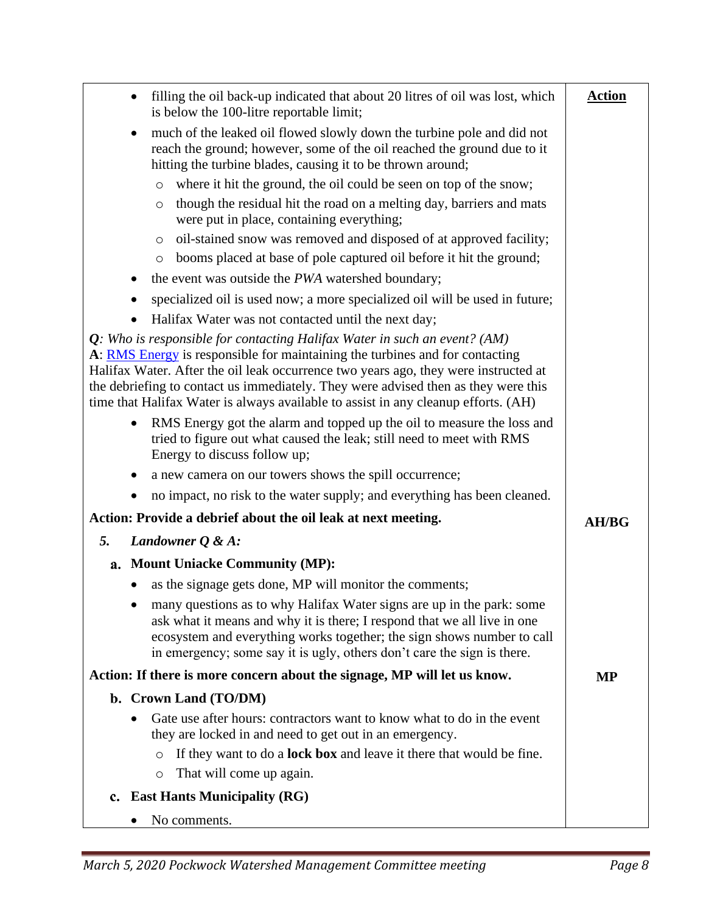| | **Action** |
|---|---|
| • filling the oil back-up indicated that about 20 litres of oil was lost, which is below the 100-litre reportable limit;<br>• much of the leaked oil flowed slowly down the turbine pole and did not reach the ground; however, some of the oil reached the ground due to it hitting the turbine blades, causing it to be thrown around;<br>  ○ where it hit the ground, the oil could be seen on top of the snow;<br>  ○ though the residual hit the road on a melting day, barriers and mats were put in place, containing everything;<br>  ○ oil-stained snow was removed and disposed of at approved facility;<br>  ○ booms placed at base of pole captured oil before it hit the ground;<br>• the event was outside the *PWA* watershed boundary;<br>• specialized oil is used now; a more specialized oil will be used in future;<br>• Halifax Water was not contacted until the next day; | |
| ***Q**: Who is responsible for contacting Halifax Water in such an event? (AM)*<br>**A**: RMS Energy is responsible for maintaining the turbines and for contacting Halifax Water. After the oil leak occurrence two years ago, they were instructed at the debriefing to contact us immediately. They were advised then as they were this time that Halifax Water is always available to assist in any cleanup efforts. (AH) | |
| • RMS Energy got the alarm and topped up the oil to measure the loss and tried to figure out what caused the leak; still need to meet with RMS Energy to discuss follow up;<br>• a new camera on our towers shows the spill occurrence;<br>• no impact, no risk to the water supply; and everything has been cleaned. | |
| **Action: Provide a debrief about the oil leak at next meeting.** | **AH/BG** |
| ***5. Landowner Q & A:*** | |
| **a. Mount Uniacke Community (MP):**<br>• as the signage gets done, MP will monitor the comments;<br>• many questions as to why Halifax Water signs are up in the park: some ask what it means and why it is there; I respond that we all live in one ecosystem and everything works together; the sign shows number to call in emergency; some say it is ugly, others don't care the sign is there. | |
| **Action: If there is more concern about the signage, MP will let us know.** | **MP** |
| **b. Crown Land (TO/DM)**<br>• Gate use after hours: contractors want to know what to do in the event they are locked in and need to get out in an emergency.<br>  ○ If they want to do a **lock box** and leave it there that would be fine.<br>  ○ That will come up again. | |
| **c. East Hants Municipality (RG)**<br>• No comments. | |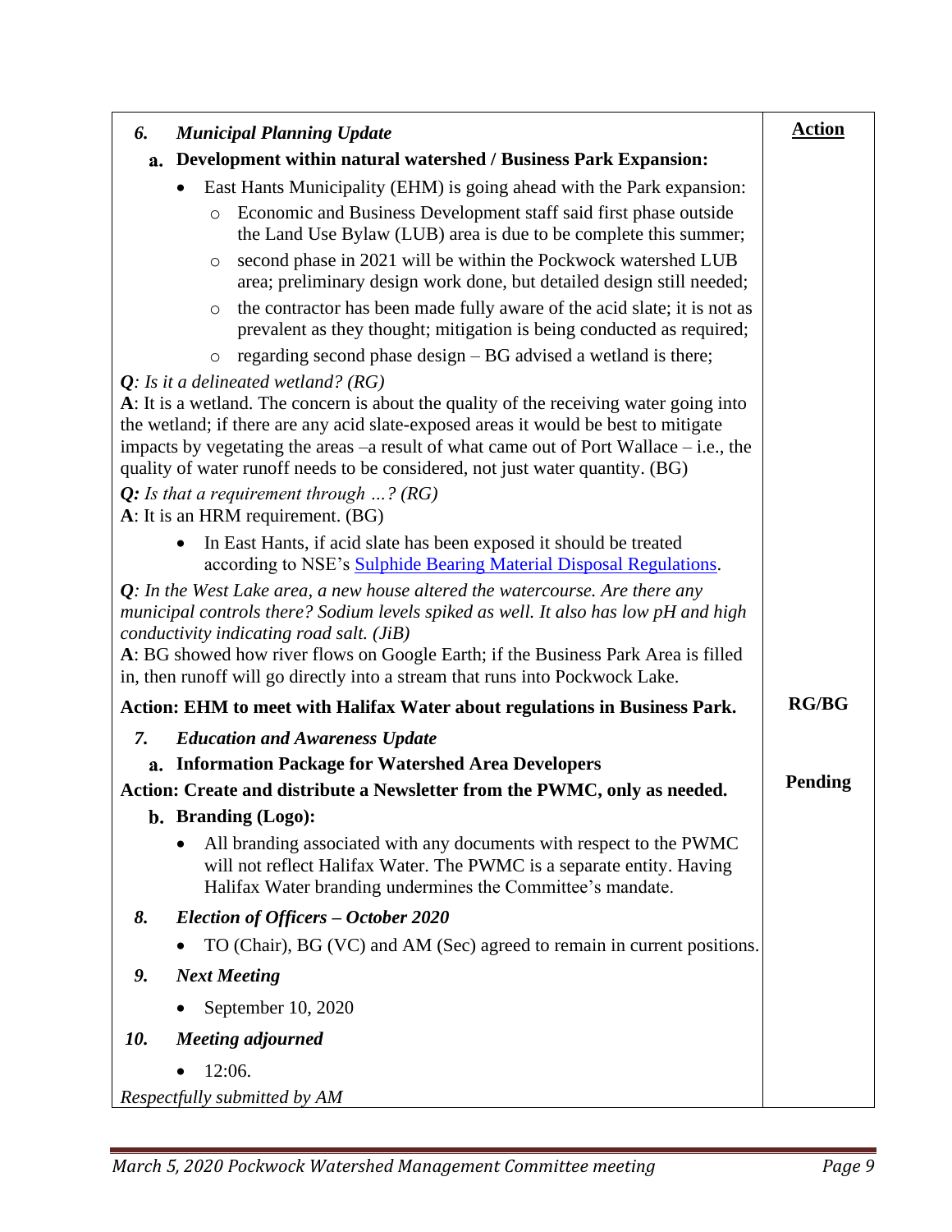| | **Action** |
|---|---|
| ***6. Municipal Planning Update*** | |
| **a. Development within natural watershed / Business Park Expansion:** | |
| • East Hants Municipality (EHM) is going ahead with the Park expansion:<br>○ Economic and Business Development staff said first phase outside the Land Use Bylaw (LUB) area is due to be complete this summer;<br>○ second phase in 2021 will be within the Pockwock watershed LUB area; preliminary design work done, but detailed design still needed;<br>○ the contractor has been made fully aware of the acid slate; it is not as prevalent as they thought; mitigation is being conducted as required;<br>○ regarding second phase design – BG advised a wetland is there; | |
| ***Q**: Is it a delineated wetland? (RG)*<br>**A**: It is a wetland. The concern is about the quality of the receiving water going into the wetland; if there are any acid slate-exposed areas it would be best to mitigate impacts by vegetating the areas –a result of what came out of Port Wallace – i.e., the quality of water runoff needs to be considered, not just water quantity. (BG) | |
| ***Q:** Is that a requirement through …? (RG)*<br>**A**: It is an HRM requirement. (BG) | |
| • In East Hants, if acid slate has been exposed it should be treated according to NSE's Sulphide Bearing Material Disposal Regulations. | |
| ***Q**: In the West Lake area, a new house altered the watercourse. Are there any municipal controls there? Sodium levels spiked as well. It also has low pH and high conductivity indicating road salt. (JiB)*<br>**A**: BG showed how river flows on Google Earth; if the Business Park Area is filled in, then runoff will go directly into a stream that runs into Pockwock Lake. | |
| **Action: EHM to meet with Halifax Water about regulations in Business Park.** | **RG/BG** |
| ***7. Education and Awareness Update*** | |
| **a. Information Package for Watershed Area Developers** | |
| **Action: Create and distribute a Newsletter from the PWMC, only as needed.** | **Pending** |
| **b. Branding (Logo):** | |
| • All branding associated with any documents with respect to the PWMC will not reflect Halifax Water. The PWMC is a separate entity. Having Halifax Water branding undermines the Committee's mandate. | |
| ***8. Election of Officers – October 2020*** | |
| • TO (Chair), BG (VC) and AM (Sec) agreed to remain in current positions. | |
| ***9. Next Meeting*** | |
| • September 10, 2020 | |
| ***10. Meeting adjourned*** | |
| • 12:06. | |
| *Respectfully submitted by AM* | |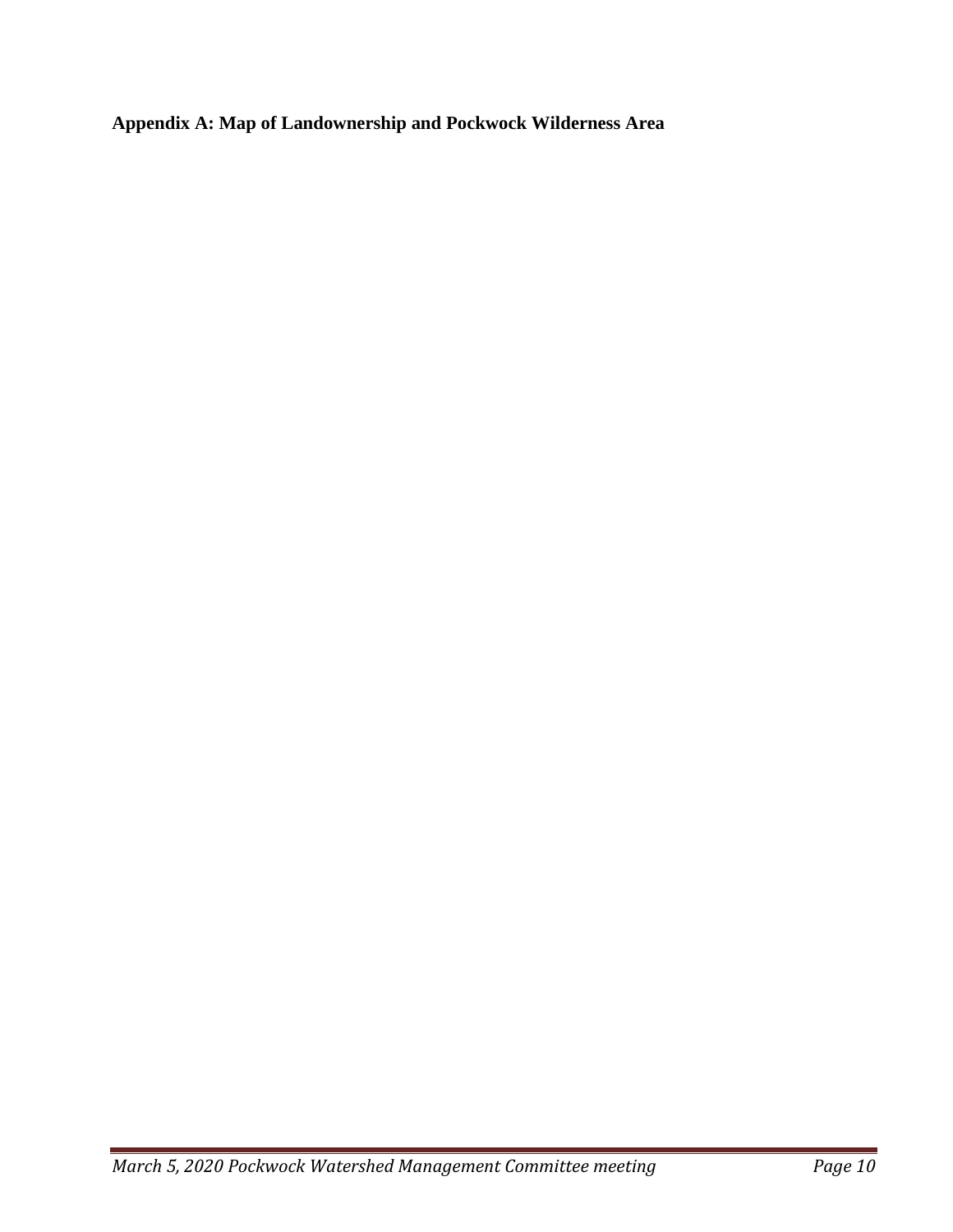**Appendix A: Map of Landownership and Pockwock Wilderness Area**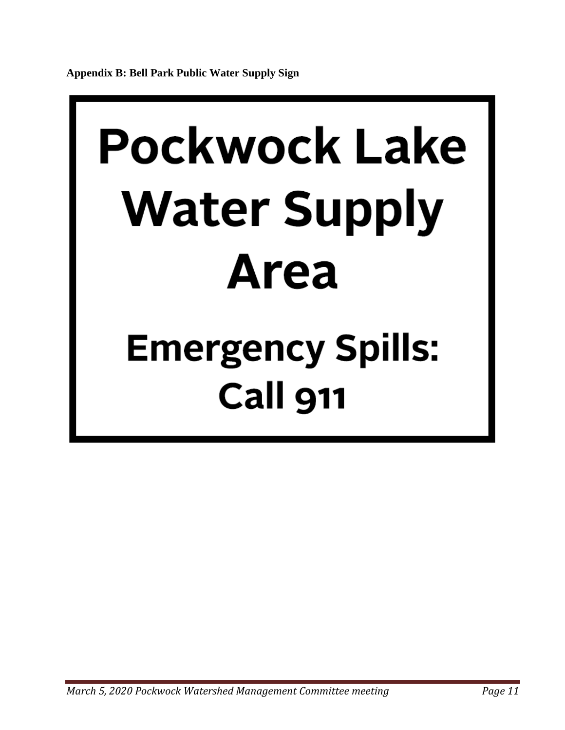**Appendix B: Bell Park Public Water Supply Sign**

# Pockwock Lake Water Supply Area

## Emergency Spills: Call 911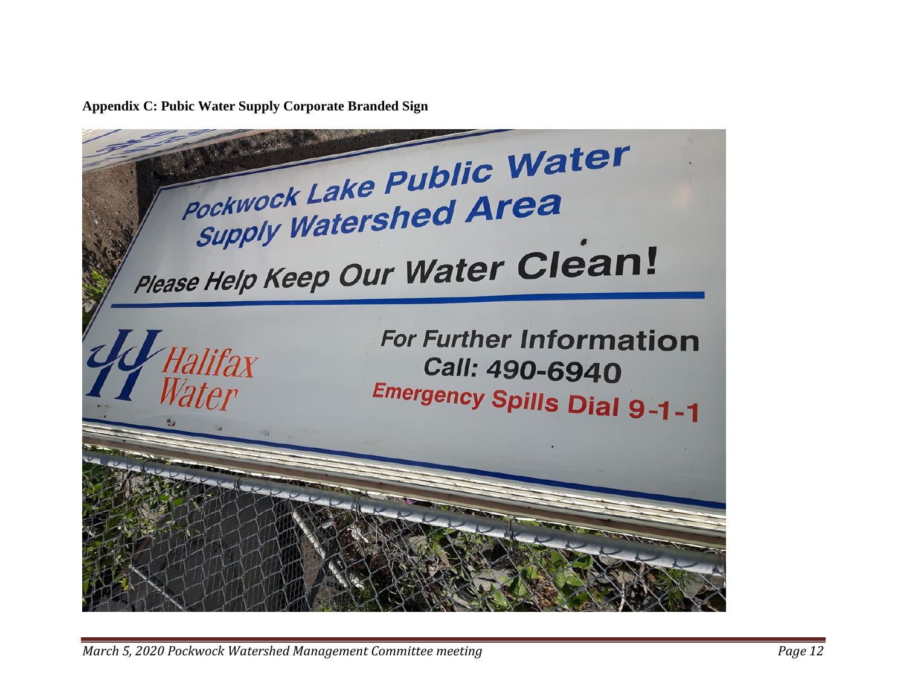**Appendix C: Pubic Water Supply Corporate Branded Sign**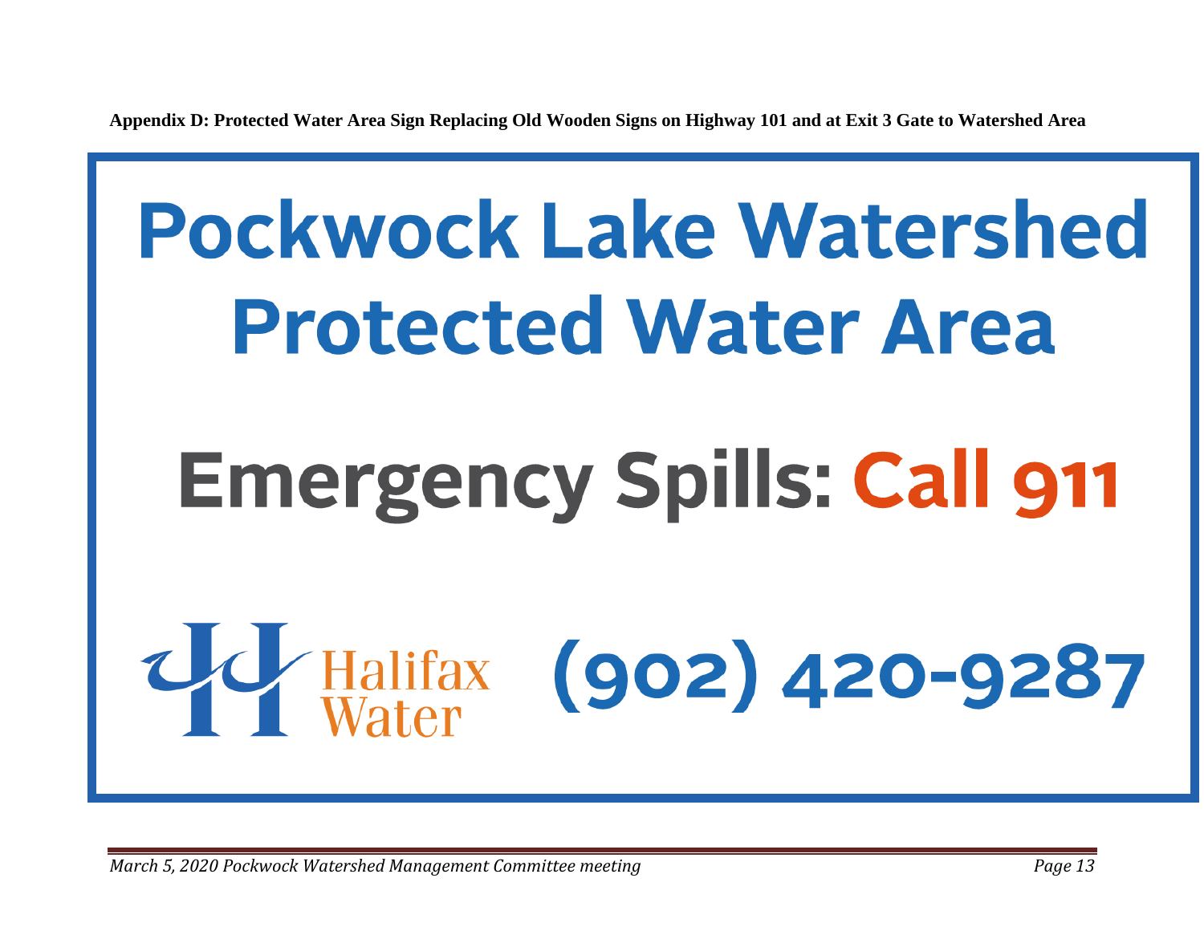**Appendix D: Protected Water Area Sign Replacing Old Wooden Signs on Highway 101 and at Exit 3 Gate to Watershed Area**

# Pockwock Lake Watershed Protected Water Area

## Emergency Spills: Call 911

Halifax Water (902) 420-9287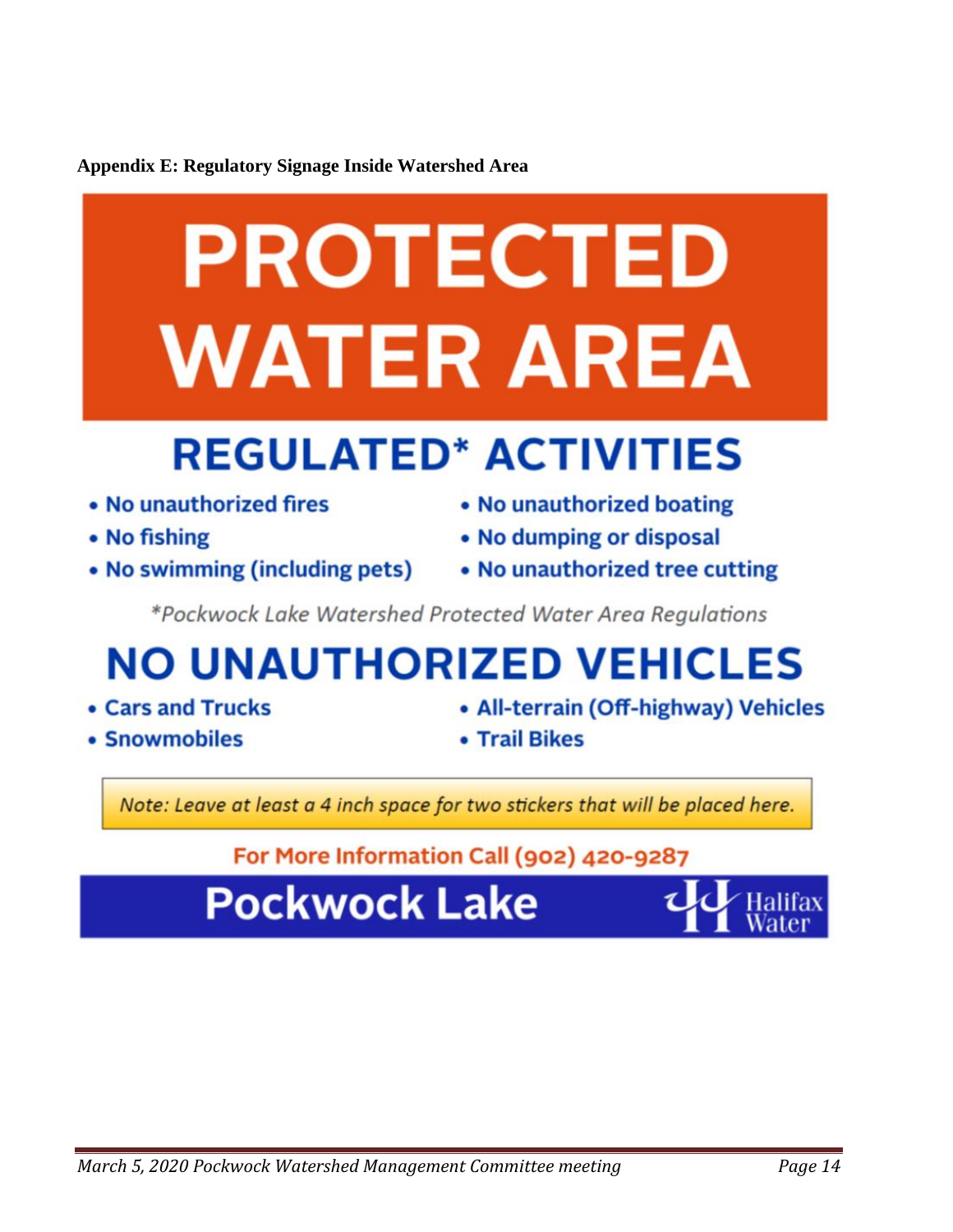**Appendix E: Regulatory Signage Inside Watershed Area**

# PROTECTED WATER AREA

## REGULATED* ACTIVITIES

- No unauthorized fires
- No fishing
- No swimming (including pets)
- No unauthorized boating
- No dumping or disposal
- No unauthorized tree cutting

*\*Pockwock Lake Watershed Protected Water Area Regulations*

## NO UNAUTHORIZED VEHICLES

- Cars and Trucks
- Snowmobiles
- All-terrain (Off-highway) Vehicles
- Trail Bikes

*Note: Leave at least a 4 inch space for two stickers that will be placed here.*

For More Information Call (902) 420-9287

**Pockwock Lake**

Halifax Water